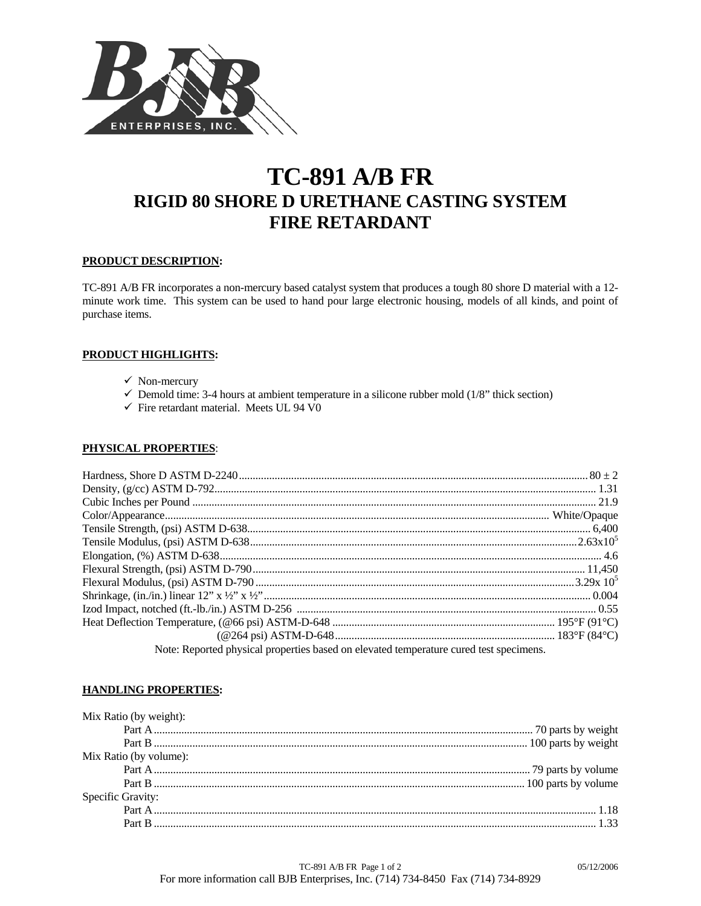# TC-891 A/B FR

## RIGID 80 SHORE D URETHANE CASTING SYSTEM

## FIRE RETARDANT

**PRODUCT DESCRIPTION:**

TC-891 A/B FR incorporates a non-mercury based catalyst system that produces a tough 80 shore D material with a 12-minute work time. This system can be used to hand pour large electronic housing, models of all kinds, and point of purchase items.

**PRODUCT HIGHLIGHTS:**

- ✓ Non-mercury
- ✓ Demold time: 3-4 hours at ambient temperature in a silicone rubber mold (1/8" thick section)
- ✓ Fire retardant material. Meets UL 94 V0

**PHYSICAL PROPERTIES:**

| Property | Value |
|---|---|
| Hardness, Shore D ASTM D-2240 | 80 ± 2 |
| Density, (g/cc) ASTM D-792 | 1.31 |
| Cubic Inches per Pound | 21.9 |
| Color/Appearance | White/Opaque |
| Tensile Strength, (psi) ASTM D-638 | 6,400 |
| Tensile Modulus, (psi) ASTM D-638 | $2.63 \times 10^5$ |
| Elongation, (%) ASTM D-638 | 4.6 |
| Flexural Strength, (psi) ASTM D-790 | 11,450 |
| Flexural Modulus, (psi) ASTM D-790 | $3.29 \times 10^5$ |
| Shrinkage, (in./in.) linear 12" x ½" x ½" | 0.004 |
| Izod Impact, notched (ft.-lb./in.) ASTM D-256 | 0.55 |
| Heat Deflection Temperature, (@66 psi) ASTM-D-648 | 195°F (91°C) |
| (@264 psi) ASTM-D-648 | 183°F (84°C) |

Note: Reported physical properties based on elevated temperature cured test specimens.

**HANDLING PROPERTIES:**

| Property | Value |
|---|---|
| **Mix Ratio (by weight):** | |
| Part A | 70 parts by weight |
| Part B | 100 parts by weight |
| **Mix Ratio (by volume):** | |
| Part A | 79 parts by volume |
| Part B | 100 parts by volume |
| **Specific Gravity:** | |
| Part A | 1.18 |
| Part B | 1.33 |

05/12/2006

For more information call BJB Enterprises, Inc. (714) 734-8450 Fax (714) 734-8929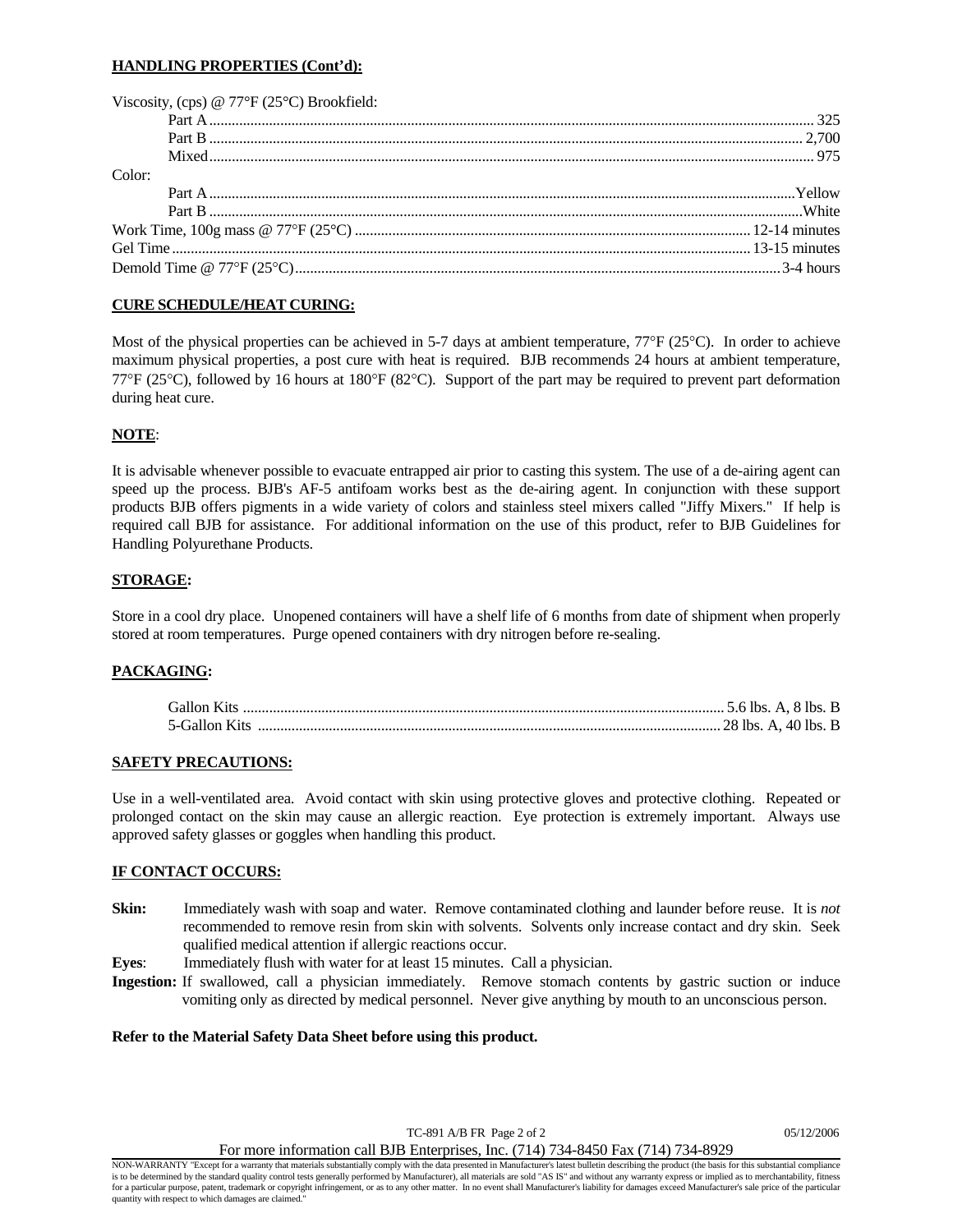**HANDLING PROPERTIES (Cont'd):**

| | |
|---|---|
| Viscosity, (cps) @ 77°F (25°C) Brookfield: | |
| Part A | 325 |
| Part B | 2,700 |
| Mixed | 975 |
| Color: | |
| Part A | Yellow |
| Part B | White |
| Work Time, 100g mass @ 77°F (25°C) | 12-14 minutes |
| Gel Time | 13-15 minutes |
| Demold Time @ 77°F (25°C) | 3-4 hours |

**CURE SCHEDULE/HEAT CURING:**

Most of the physical properties can be achieved in 5-7 days at ambient temperature, 77°F (25°C). In order to achieve maximum physical properties, a post cure with heat is required. BJB recommends 24 hours at ambient temperature, 77°F (25°C), followed by 16 hours at 180°F (82°C). Support of the part may be required to prevent part deformation during heat cure.

**NOTE**:

It is advisable whenever possible to evacuate entrapped air prior to casting this system. The use of a de-airing agent can speed up the process. BJB's AF-5 antifoam works best as the de-airing agent. In conjunction with these support products BJB offers pigments in a wide variety of colors and stainless steel mixers called "Jiffy Mixers." If help is required call BJB for assistance. For additional information on the use of this product, refer to BJB Guidelines for Handling Polyurethane Products.

**STORAGE:**

Store in a cool dry place. Unopened containers will have a shelf life of 6 months from date of shipment when properly stored at room temperatures. Purge opened containers with dry nitrogen before re-sealing.

**PACKAGING:**

| | |
|---|---|
| Gallon Kits | 5.6 lbs. A, 8 lbs. B |
| 5-Gallon Kits | 28 lbs. A, 40 lbs. B |

**SAFETY PRECAUTIONS:**

Use in a well-ventilated area. Avoid contact with skin using protective gloves and protective clothing. Repeated or prolonged contact on the skin may cause an allergic reaction. Eye protection is extremely important. Always use approved safety glasses or goggles when handling this product.

**IF CONTACT OCCURS:**

**Skin:** Immediately wash with soap and water. Remove contaminated clothing and launder before reuse. It is *not* recommended to remove resin from skin with solvents. Solvents only increase contact and dry skin. Seek qualified medical attention if allergic reactions occur.

**Eyes**: Immediately flush with water for at least 15 minutes. Call a physician.

**Ingestion:** If swallowed, call a physician immediately. Remove stomach contents by gastric suction or induce vomiting only as directed by medical personnel. Never give anything by mouth to an unconscious person.

**Refer to the Material Safety Data Sheet before using this product.**

TC-891 A/B FR 05/12/2006

For more information call BJB Enterprises, Inc. (714) 734-8450 Fax (714) 734-8929

NON-WARRANTY "Except for a warranty that materials substantially comply with the data presented in Manufacturer's latest bulletin describing the product (the basis for this substantial compliance is to be determined by the standard quality control tests generally performed by Manufacturer), all materials are sold "AS IS" and without any warranty express or implied as to merchantability, fitness for a particular purpose, patent, trademark or copyright infringement, or as to any other matter. In no event shall Manufacturer's liability for damages exceed Manufacturer's sale price of the particular quantity with respect to which damages are claimed."